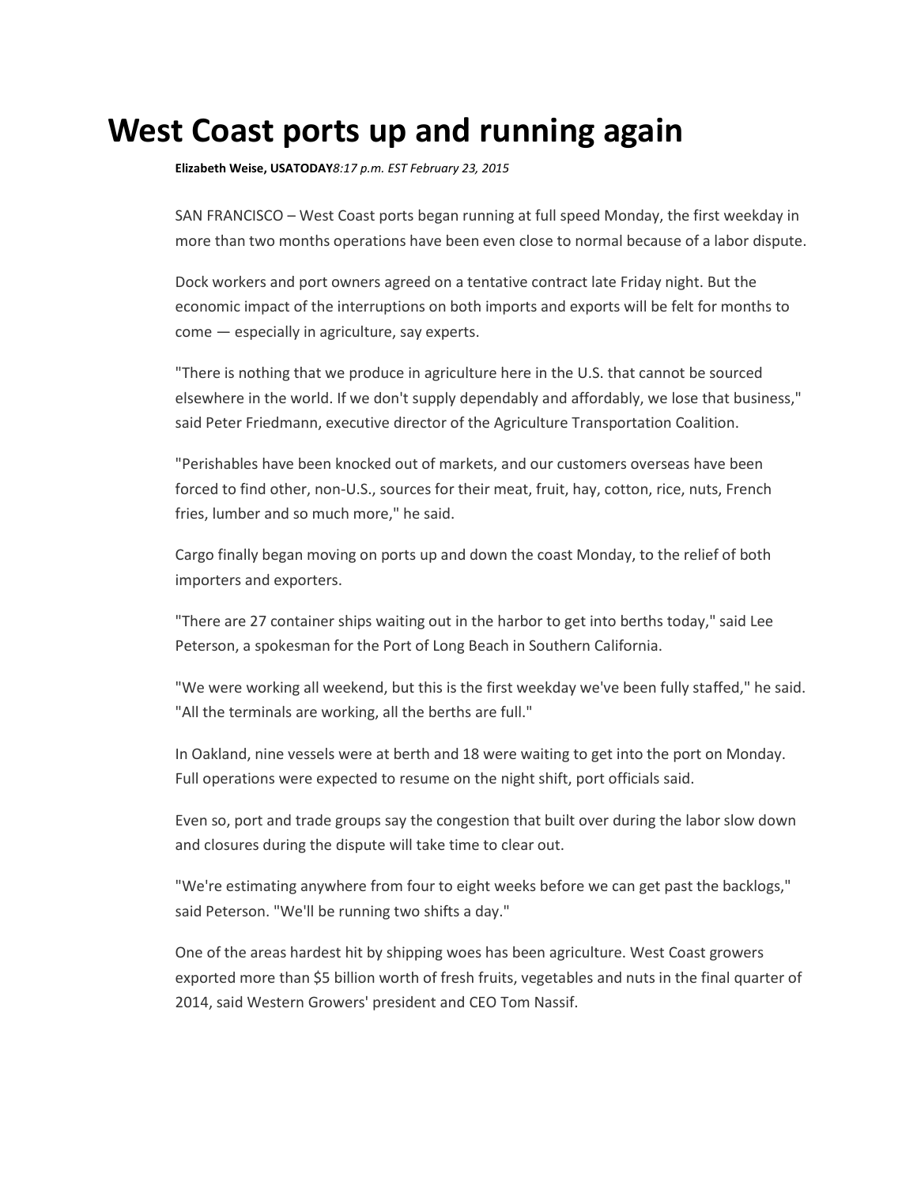# West Coast ports up and running again

**Elizabeth Weise, USATODAY** *8:17 p.m. EST February 23, 2015*

SAN FRANCISCO – West Coast ports began running at full speed Monday, the first weekday in more than two months operations have been even close to normal because of a labor dispute.

Dock workers and port owners agreed on a tentative contract late Friday night. But the economic impact of the interruptions on both imports and exports will be felt for months to come — especially in agriculture, say experts.

"There is nothing that we produce in agriculture here in the U.S. that cannot be sourced elsewhere in the world. If we don't supply dependably and affordably, we lose that business," said Peter Friedmann, executive director of the Agriculture Transportation Coalition.

"Perishables have been knocked out of markets, and our customers overseas have been forced to find other, non-U.S., sources for their meat, fruit, hay, cotton, rice, nuts, French fries, lumber and so much more," he said.

Cargo finally began moving on ports up and down the coast Monday, to the relief of both importers and exporters.

"There are 27 container ships waiting out in the harbor to get into berths today," said Lee Peterson, a spokesman for the Port of Long Beach in Southern California.

"We were working all weekend, but this is the first weekday we've been fully staffed," he said. "All the terminals are working, all the berths are full."

In Oakland, nine vessels were at berth and 18 were waiting to get into the port on Monday. Full operations were expected to resume on the night shift, port officials said.

Even so, port and trade groups say the congestion that built over during the labor slow down and closures during the dispute will take time to clear out.

"We're estimating anywhere from four to eight weeks before we can get past the backlogs," said Peterson. "We'll be running two shifts a day."

One of the areas hardest hit by shipping woes has been agriculture. West Coast growers exported more than $5 billion worth of fresh fruits, vegetables and nuts in the final quarter of 2014, said Western Growers' president and CEO Tom Nassif.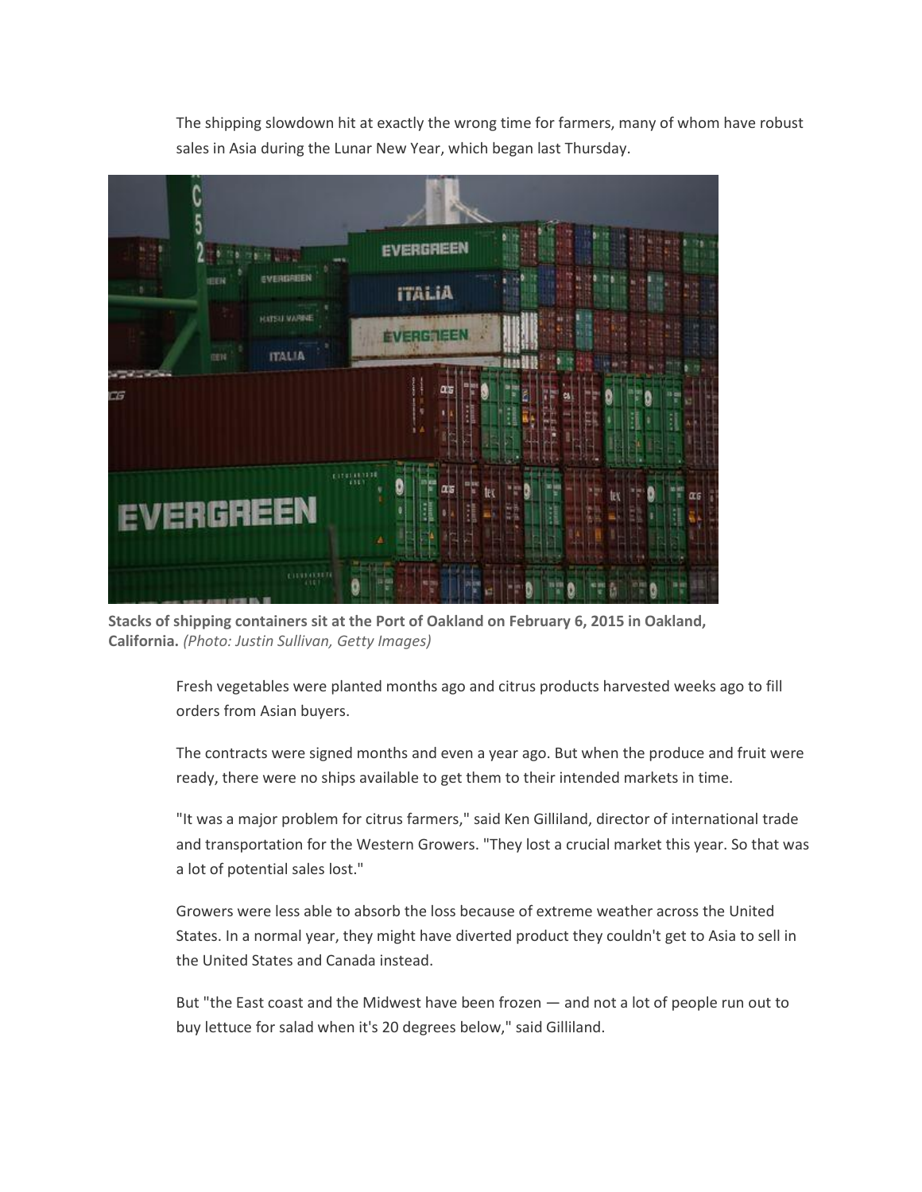The shipping slowdown hit at exactly the wrong time for farmers, many of whom have robust sales in Asia during the Lunar New Year, which began last Thursday.

**Stacks of shipping containers sit at the Port of Oakland on February 6, 2015 in Oakland, California.** *(Photo: Justin Sullivan, Getty Images)*

Fresh vegetables were planted months ago and citrus products harvested weeks ago to fill orders from Asian buyers.

The contracts were signed months and even a year ago. But when the produce and fruit were ready, there were no ships available to get them to their intended markets in time.

"It was a major problem for citrus farmers," said Ken Gilliland, director of international trade and transportation for the Western Growers. "They lost a crucial market this year. So that was a lot of potential sales lost."

Growers were less able to absorb the loss because of extreme weather across the United States. In a normal year, they might have diverted product they couldn't get to Asia to sell in the United States and Canada instead.

But "the East coast and the Midwest have been frozen — and not a lot of people run out to buy lettuce for salad when it's 20 degrees below," said Gilliland.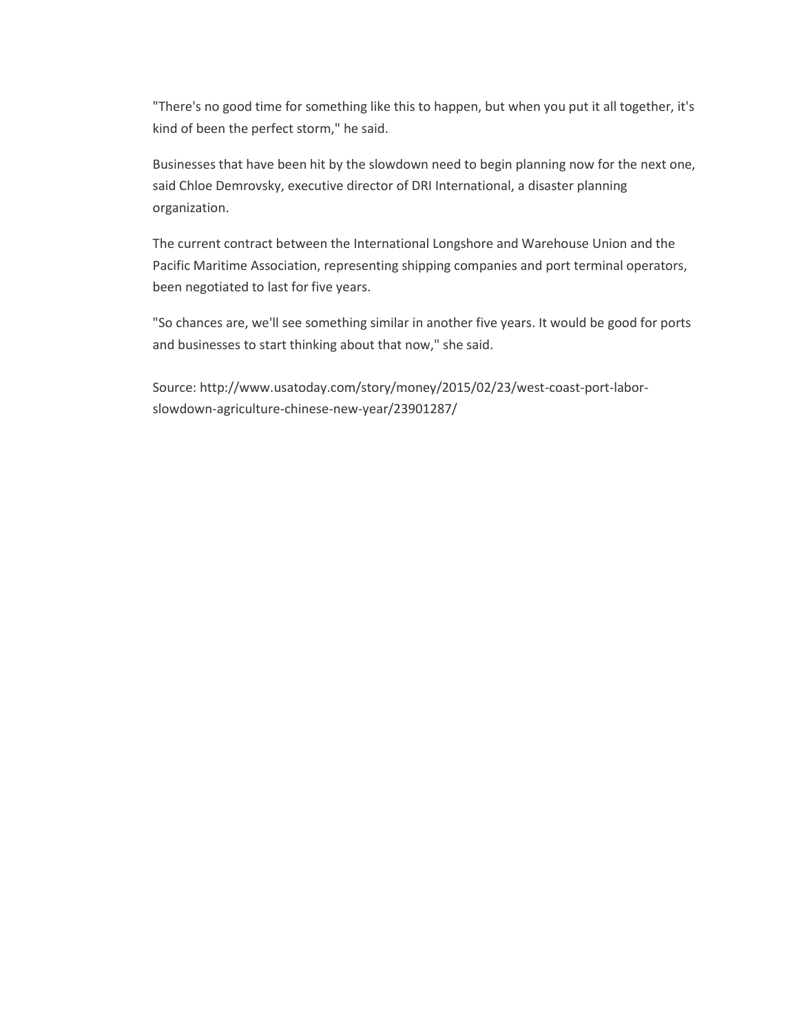"There's no good time for something like this to happen, but when you put it all together, it's kind of been the perfect storm," he said.

Businesses that have been hit by the slowdown need to begin planning now for the next one, said Chloe Demrovsky, executive director of DRI International, a disaster planning organization.

The current contract between the International Longshore and Warehouse Union and the Pacific Maritime Association, representing shipping companies and port terminal operators, been negotiated to last for five years.

"So chances are, we'll see something similar in another five years. It would be good for ports and businesses to start thinking about that now," she said.

Source: http://www.usatoday.com/story/money/2015/02/23/west-coast-port-labor-slowdown-agriculture-chinese-new-year/23901287/